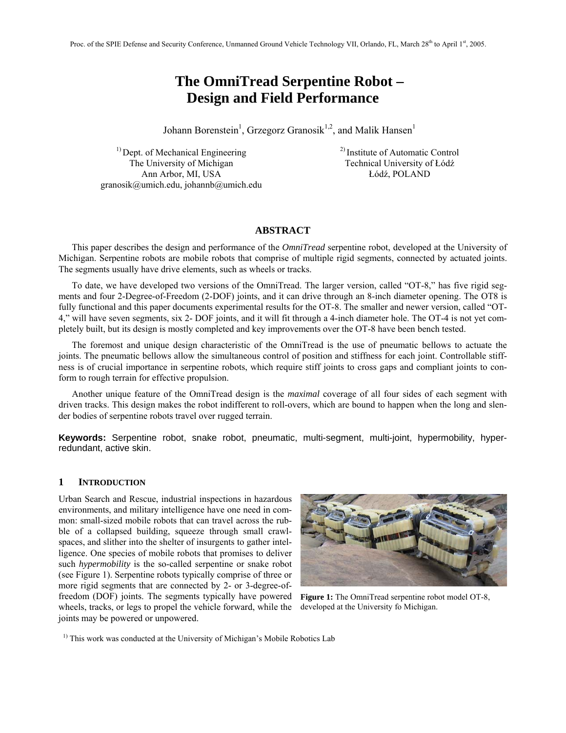# The OmniTread Serpentine Robot – Design and Field Performance

Johann Borenstein[1], Grzegorz Granosik[1,2], and Malik Hansen[1]

[1] Dept. of Mechanical Engineering
The University of Michigan
Ann Arbor, MI, USA
granosik@umich.edu, johannb@umich.edu

[2] Institute of Automatic Control
Technical University of Łódź
Łódź, POLAND

## ABSTRACT

This paper describes the design and performance of the *OmniTread* serpentine robot, developed at the University of Michigan. Serpentine robots are mobile robots that comprise of multiple rigid segments, connected by actuated joints. The segments usually have drive elements, such as wheels or tracks.

To date, we have developed two versions of the OmniTread. The larger version, called "OT-8," has five rigid segments and four 2-Degree-of-Freedom (2-DOF) joints, and it can drive through an 8-inch diameter opening. The OT8 is fully functional and this paper documents experimental results for the OT-8. The smaller and newer version, called "OT-4," will have seven segments, six 2- DOF joints, and it will fit through a 4-inch diameter hole. The OT-4 is not yet completely built, but its design is mostly completed and key improvements over the OT-8 have been bench tested.

The foremost and unique design characteristic of the OmniTread is the use of pneumatic bellows to actuate the joints. The pneumatic bellows allow the simultaneous control of position and stiffness for each joint. Controllable stiffness is of crucial importance in serpentine robots, which require stiff joints to cross gaps and compliant joints to conform to rough terrain for effective propulsion.

Another unique feature of the OmniTread design is the *maximal* coverage of all four sides of each segment with driven tracks. This design makes the robot indifferent to roll-overs, which are bound to happen when the long and slender bodies of serpentine robots travel over rugged terrain.

**Keywords:** Serpentine robot, snake robot, pneumatic, multi-segment, multi-joint, hypermobility, hyper-redundant, active skin.

## 1 INTRODUCTION

Urban Search and Rescue, industrial inspections in hazardous environments, and military intelligence have one need in common: small-sized mobile robots that can travel across the rubble of a collapsed building, squeeze through small crawl-spaces, and slither into the shelter of insurgents to gather intelligence. One species of mobile robots that promises to deliver such *hypermobility* is the so-called serpentine or snake robot (see Figure 1). Serpentine robots typically comprise of three or more rigid segments that are connected by 2- or 3-degree-of-freedom (DOF) joints. The segments typically have powered wheels, tracks, or legs to propel the vehicle forward, while the joints may be powered or unpowered.

**Figure 1:** The OmniTread serpentine robot model OT-8, developed at the University fo Michigan.

[1] This work was conducted at the University of Michigan's Mobile Robotics Lab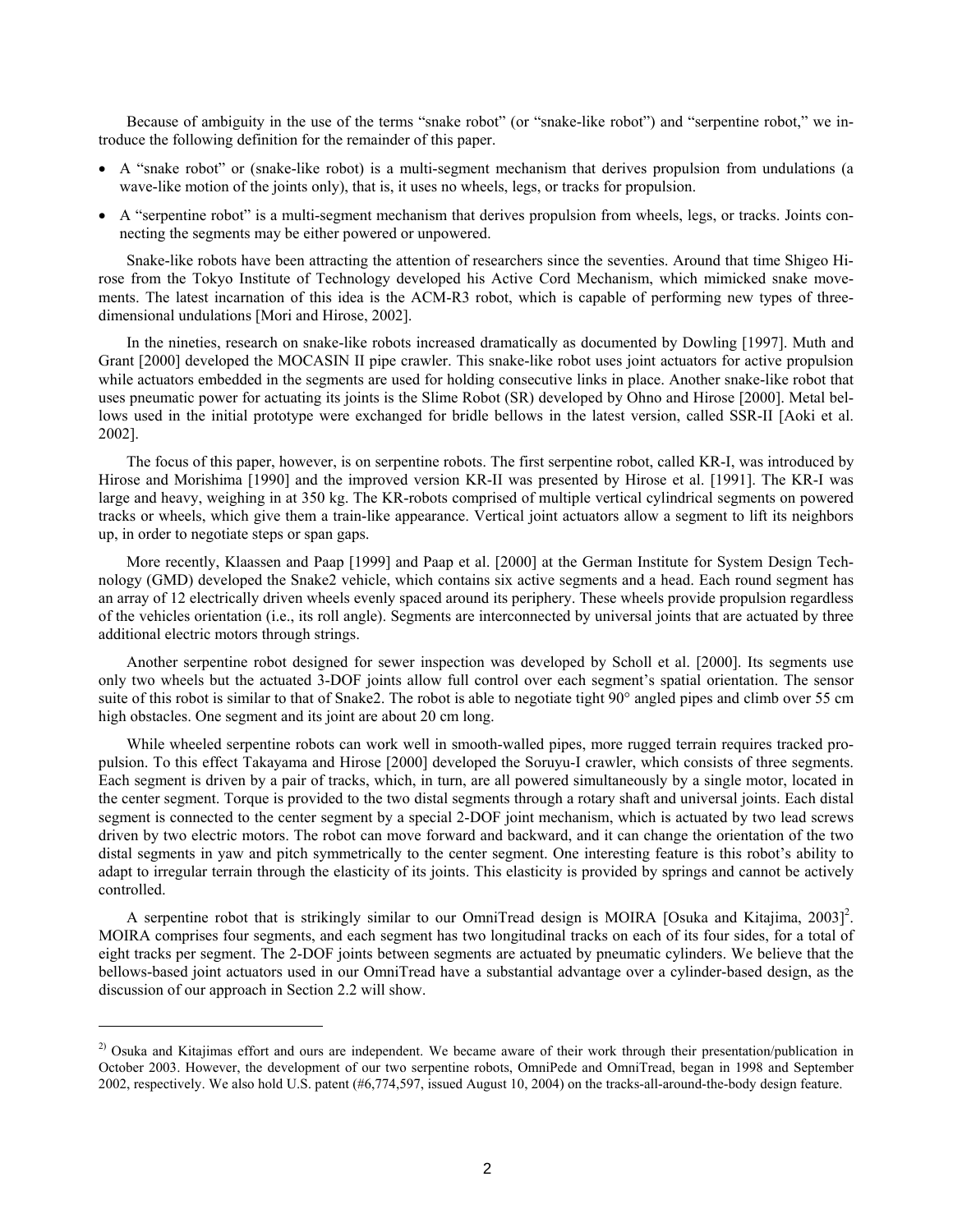Because of ambiguity in the use of the terms "snake robot" (or "snake-like robot") and "serpentine robot," we introduce the following definition for the remainder of this paper.

- A "snake robot" or (snake-like robot) is a multi-segment mechanism that derives propulsion from undulations (a wave-like motion of the joints only), that is, it uses no wheels, legs, or tracks for propulsion.
- A "serpentine robot" is a multi-segment mechanism that derives propulsion from wheels, legs, or tracks. Joints connecting the segments may be either powered or unpowered.

Snake-like robots have been attracting the attention of researchers since the seventies. Around that time Shigeo Hirose from the Tokyo Institute of Technology developed his Active Cord Mechanism, which mimicked snake movements. The latest incarnation of this idea is the ACM-R3 robot, which is capable of performing new types of three-dimensional undulations [Mori and Hirose, 2002].

In the nineties, research on snake-like robots increased dramatically as documented by Dowling [1997]. Muth and Grant [2000] developed the MOCASIN II pipe crawler. This snake-like robot uses joint actuators for active propulsion while actuators embedded in the segments are used for holding consecutive links in place. Another snake-like robot that uses pneumatic power for actuating its joints is the Slime Robot (SR) developed by Ohno and Hirose [2000]. Metal bellows used in the initial prototype were exchanged for bridle bellows in the latest version, called SSR-II [Aoki et al. 2002].

The focus of this paper, however, is on serpentine robots. The first serpentine robot, called KR-I, was introduced by Hirose and Morishima [1990] and the improved version KR-II was presented by Hirose et al. [1991]. The KR-I was large and heavy, weighing in at 350 kg. The KR-robots comprised of multiple vertical cylindrical segments on powered tracks or wheels, which give them a train-like appearance. Vertical joint actuators allow a segment to lift its neighbors up, in order to negotiate steps or span gaps.

More recently, Klaassen and Paap [1999] and Paap et al. [2000] at the German Institute for System Design Technology (GMD) developed the Snake2 vehicle, which contains six active segments and a head. Each round segment has an array of 12 electrically driven wheels evenly spaced around its periphery. These wheels provide propulsion regardless of the vehicles orientation (i.e., its roll angle). Segments are interconnected by universal joints that are actuated by three additional electric motors through strings.

Another serpentine robot designed for sewer inspection was developed by Scholl et al. [2000]. Its segments use only two wheels but the actuated 3-DOF joints allow full control over each segment's spatial orientation. The sensor suite of this robot is similar to that of Snake2. The robot is able to negotiate tight 90° angled pipes and climb over 55 cm high obstacles. One segment and its joint are about 20 cm long.

While wheeled serpentine robots can work well in smooth-walled pipes, more rugged terrain requires tracked propulsion. To this effect Takayama and Hirose [2000] developed the Soruyu-I crawler, which consists of three segments. Each segment is driven by a pair of tracks, which, in turn, are all powered simultaneously by a single motor, located in the center segment. Torque is provided to the two distal segments through a rotary shaft and universal joints. Each distal segment is connected to the center segment by a special 2-DOF joint mechanism, which is actuated by two lead screws driven by two electric motors. The robot can move forward and backward, and it can change the orientation of the two distal segments in yaw and pitch symmetrically to the center segment. One interesting feature is this robot's ability to adapt to irregular terrain through the elasticity of its joints. This elasticity is provided by springs and cannot be actively controlled.

A serpentine robot that is strikingly similar to our OmniTread design is MOIRA [Osuka and Kitajima, 2003][2]. MOIRA comprises four segments, and each segment has two longitudinal tracks on each of its four sides, for a total of eight tracks per segment. The 2-DOF joints between segments are actuated by pneumatic cylinders. We believe that the bellows-based joint actuators used in our OmniTread have a substantial advantage over a cylinder-based design, as the discussion of our approach in Section 2.2 will show.

---

[2)] Osuka and Kitajimas effort and ours are independent. We became aware of their work through their presentation/publication in October 2003. However, the development of our two serpentine robots, OmniPede and OmniTread, began in 1998 and September 2002, respectively. We also hold U.S. patent (#6,774,597, issued August 10, 2004) on the tracks-all-around-the-body design feature.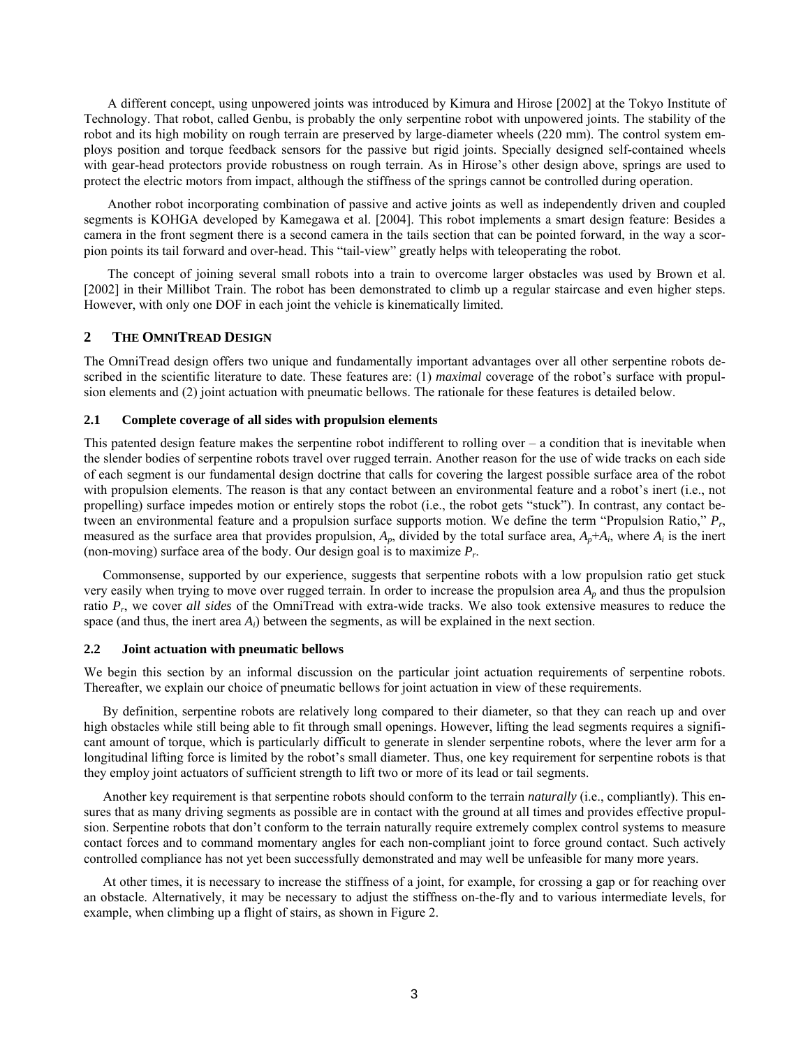A different concept, using unpowered joints was introduced by Kimura and Hirose [2002] at the Tokyo Institute of Technology. That robot, called Genbu, is probably the only serpentine robot with unpowered joints. The stability of the robot and its high mobility on rough terrain are preserved by large-diameter wheels (220 mm). The control system employs position and torque feedback sensors for the passive but rigid joints. Specially designed self-contained wheels with gear-head protectors provide robustness on rough terrain. As in Hirose's other design above, springs are used to protect the electric motors from impact, although the stiffness of the springs cannot be controlled during operation.

Another robot incorporating combination of passive and active joints as well as independently driven and coupled segments is KOHGA developed by Kamegawa et al. [2004]. This robot implements a smart design feature: Besides a camera in the front segment there is a second camera in the tails section that can be pointed forward, in the way a scorpion points its tail forward and over-head. This "tail-view" greatly helps with teleoperating the robot.

The concept of joining several small robots into a train to overcome larger obstacles was used by Brown et al. [2002] in their Millibot Train. The robot has been demonstrated to climb up a regular staircase and even higher steps. However, with only one DOF in each joint the vehicle is kinematically limited.

## 2 THE OMNITREAD DESIGN

The OmniTread design offers two unique and fundamentally important advantages over all other serpentine robots described in the scientific literature to date. These features are: (1) *maximal* coverage of the robot's surface with propulsion elements and (2) joint actuation with pneumatic bellows. The rationale for these features is detailed below.

### 2.1 Complete coverage of all sides with propulsion elements

This patented design feature makes the serpentine robot indifferent to rolling over – a condition that is inevitable when the slender bodies of serpentine robots travel over rugged terrain. Another reason for the use of wide tracks on each side of each segment is our fundamental design doctrine that calls for covering the largest possible surface area of the robot with propulsion elements. The reason is that any contact between an environmental feature and a robot's inert (i.e., not propelling) surface impedes motion or entirely stops the robot (i.e., the robot gets "stuck"). In contrast, any contact between an environmental feature and a propulsion surface supports motion. We define the term "Propulsion Ratio," $P_r$, measured as the surface area that provides propulsion, $A_p$, divided by the total surface area, $A_p$+$A_i$, where $A_i$ is the inert (non-moving) surface area of the body. Our design goal is to maximize $P_r$.

Commonsense, supported by our experience, suggests that serpentine robots with a low propulsion ratio get stuck very easily when trying to move over rugged terrain. In order to increase the propulsion area $A_p$ and thus the propulsion ratio $P_r$, we cover *all sides* of the OmniTread with extra-wide tracks. We also took extensive measures to reduce the space (and thus, the inert area $A_i$) between the segments, as will be explained in the next section.

### 2.2 Joint actuation with pneumatic bellows

We begin this section by an informal discussion on the particular joint actuation requirements of serpentine robots. Thereafter, we explain our choice of pneumatic bellows for joint actuation in view of these requirements.

By definition, serpentine robots are relatively long compared to their diameter, so that they can reach up and over high obstacles while still being able to fit through small openings. However, lifting the lead segments requires a significant amount of torque, which is particularly difficult to generate in slender serpentine robots, where the lever arm for a longitudinal lifting force is limited by the robot's small diameter. Thus, one key requirement for serpentine robots is that they employ joint actuators of sufficient strength to lift two or more of its lead or tail segments.

Another key requirement is that serpentine robots should conform to the terrain *naturally* (i.e., compliantly). This ensures that as many driving segments as possible are in contact with the ground at all times and provides effective propulsion. Serpentine robots that don't conform to the terrain naturally require extremely complex control systems to measure contact forces and to command momentary angles for each non-compliant joint to force ground contact. Such actively controlled compliance has not yet been successfully demonstrated and may well be unfeasible for many more years.

At other times, it is necessary to increase the stiffness of a joint, for example, for crossing a gap or for reaching over an obstacle. Alternatively, it may be necessary to adjust the stiffness on-the-fly and to various intermediate levels, for example, when climbing up a flight of stairs, as shown in Figure 2.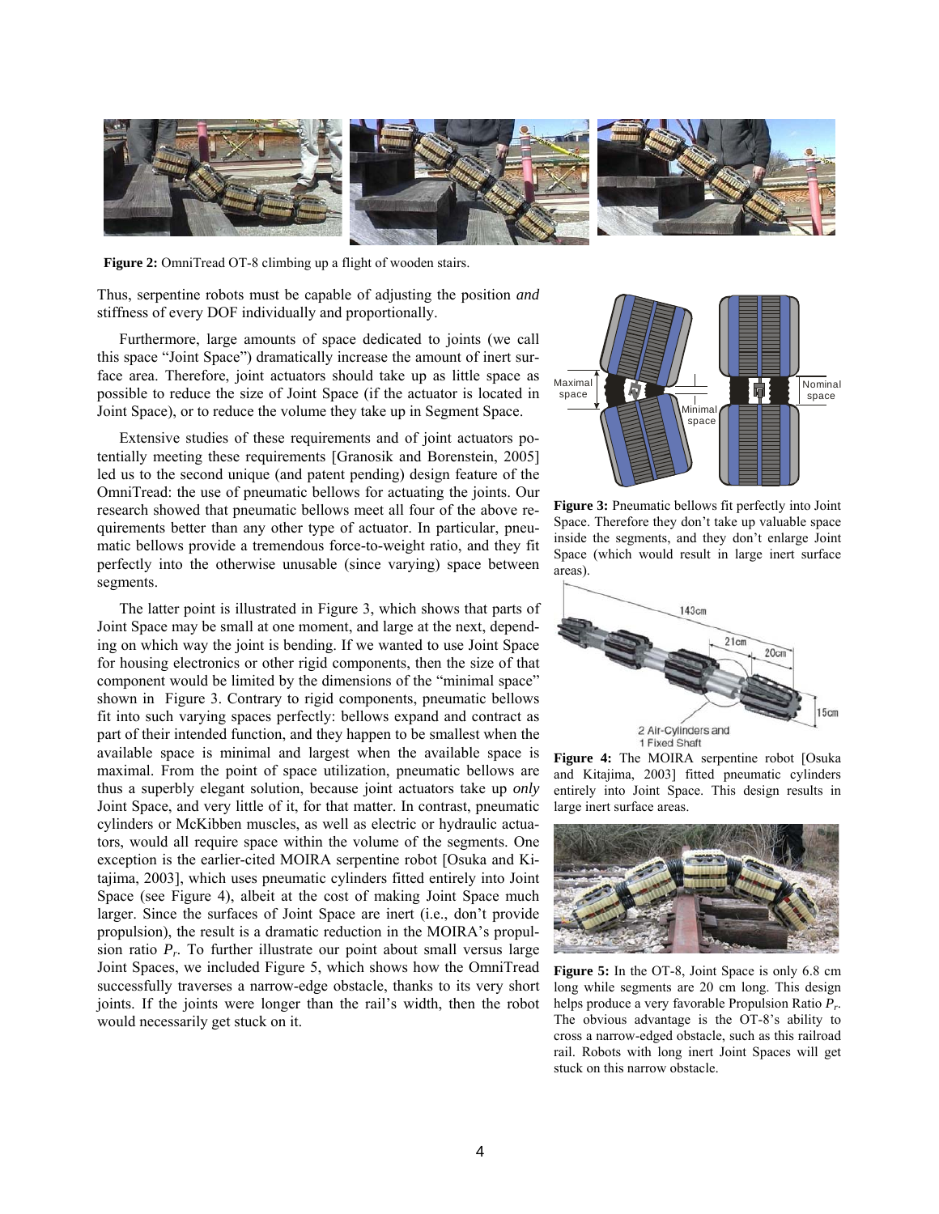**Figure 2:** OmniTread OT-8 climbing up a flight of wooden stairs.

Thus, serpentine robots must be capable of adjusting the position *and* stiffness of every DOF individually and proportionally.

Furthermore, large amounts of space dedicated to joints (we call this space "Joint Space") dramatically increase the amount of inert surface area. Therefore, joint actuators should take up as little space as possible to reduce the size of Joint Space (if the actuator is located in Joint Space), or to reduce the volume they take up in Segment Space.

Extensive studies of these requirements and of joint actuators potentially meeting these requirements [Granosik and Borenstein, 2005] led us to the second unique (and patent pending) design feature of the OmniTread: the use of pneumatic bellows for actuating the joints. Our research showed that pneumatic bellows meet all four of the above requirements better than any other type of actuator. In particular, pneumatic bellows provide a tremendous force-to-weight ratio, and they fit perfectly into the otherwise unusable (since varying) space between segments.

The latter point is illustrated in Figure 3, which shows that parts of Joint Space may be small at one moment, and large at the next, depending on which way the joint is bending. If we wanted to use Joint Space for housing electronics or other rigid components, then the size of that component would be limited by the dimensions of the "minimal space" shown in Figure 3. Contrary to rigid components, pneumatic bellows fit into such varying spaces perfectly: bellows expand and contract as part of their intended function, and they happen to be smallest when the available space is minimal and largest when the available space is maximal. From the point of space utilization, pneumatic bellows are thus a superbly elegant solution, because joint actuators take up *only* Joint Space, and very little of it, for that matter. In contrast, pneumatic cylinders or McKibben muscles, as well as electric or hydraulic actuators, would all require space within the volume of the segments. One exception is the earlier-cited MOIRA serpentine robot [Osuka and Kitajima, 2003], which uses pneumatic cylinders fitted entirely into Joint Space (see Figure 4), albeit at the cost of making Joint Space much larger. Since the surfaces of Joint Space are inert (i.e., don't provide propulsion), the result is a dramatic reduction in the MOIRA's propulsion ratio $P_r$. To further illustrate our point about small versus large Joint Spaces, we included Figure 5, which shows how the OmniTread successfully traverses a narrow-edge obstacle, thanks to its very short joints. If the joints were longer than the rail's width, then the robot would necessarily get stuck on it.

**Figure 3:** Pneumatic bellows fit perfectly into Joint Space. Therefore they don't take up valuable space inside the segments, and they don't enlarge Joint Space (which would result in large inert surface areas).

**Figure 4:** The MOIRA serpentine robot [Osuka and Kitajima, 2003] fitted pneumatic cylinders entirely into Joint Space. This design results in large inert surface areas.

**Figure 5:** In the OT-8, Joint Space is only 6.8 cm long while segments are 20 cm long. This design helps produce a very favorable Propulsion Ratio $P_r$. The obvious advantage is the OT-8's ability to cross a narrow-edged obstacle, such as this railroad rail. Robots with long inert Joint Spaces will get stuck on this narrow obstacle.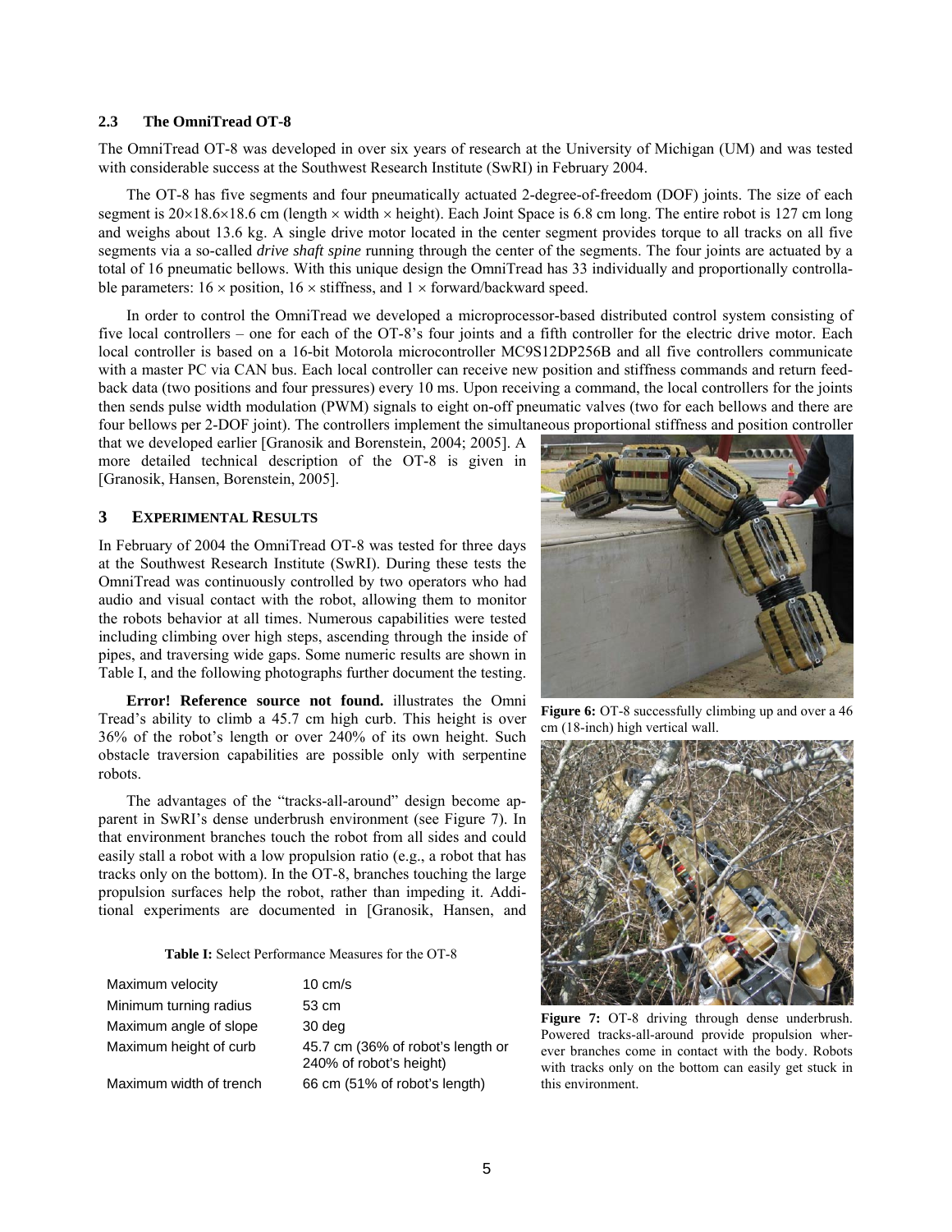### 2.3 The OmniTread OT-8

The OmniTread OT-8 was developed in over six years of research at the University of Michigan (UM) and was tested with considerable success at the Southwest Research Institute (SwRI) in February 2004.

The OT-8 has five segments and four pneumatically actuated 2-degree-of-freedom (DOF) joints. The size of each segment is 20×18.6×18.6 cm (length × width × height). Each Joint Space is 6.8 cm long. The entire robot is 127 cm long and weighs about 13.6 kg. A single drive motor located in the center segment provides torque to all tracks on all five segments via a so-called *drive shaft spine* running through the center of the segments. The four joints are actuated by a total of 16 pneumatic bellows. With this unique design the OmniTread has 33 individually and proportionally controllable parameters: 16 × position, 16 × stiffness, and 1 × forward/backward speed.

In order to control the OmniTread we developed a microprocessor-based distributed control system consisting of five local controllers – one for each of the OT-8's four joints and a fifth controller for the electric drive motor. Each local controller is based on a 16-bit Motorola microcontroller MC9S12DP256B and all five controllers communicate with a master PC via CAN bus. Each local controller can receive new position and stiffness commands and return feedback data (two positions and four pressures) every 10 ms. Upon receiving a command, the local controllers for the joints then sends pulse width modulation (PWM) signals to eight on-off pneumatic valves (two for each bellows and there are four bellows per 2-DOF joint). The controllers implement the simultaneous proportional stiffness and position controller that we developed earlier [Granosik and Borenstein, 2004; 2005]. A more detailed technical description of the OT-8 is given in [Granosik, Hansen, Borenstein, 2005].

## 3 EXPERIMENTAL RESULTS

In February of 2004 the OmniTread OT-8 was tested for three days at the Southwest Research Institute (SwRI). During these tests the OmniTread was continuously controlled by two operators who had audio and visual contact with the robot, allowing them to monitor the robots behavior at all times. Numerous capabilities were tested including climbing over high steps, ascending through the inside of pipes, and traversing wide gaps. Some numeric results are shown in Table I, and the following photographs further document the testing.

**Error! Reference source not found.** illustrates the Omni Tread's ability to climb a 45.7 cm high curb. This height is over 36% of the robot's length or over 240% of its own height. Such obstacle traversion capabilities are possible only with serpentine robots.

The advantages of the "tracks-all-around" design become apparent in SwRI's dense underbrush environment (see Figure 7). In that environment branches touch the robot from all sides and could easily stall a robot with a low propulsion ratio (e.g., a robot that has tracks only on the bottom). In the OT-8, branches touching the large propulsion surfaces help the robot, rather than impeding it. Additional experiments are documented in [Granosik, Hansen, and

**Table I:** Select Performance Measures for the OT-8

| | |
|---|---|
| Maximum velocity | 10 cm/s |
| Minimum turning radius | 53 cm |
| Maximum angle of slope | 30 deg |
| Maximum height of curb | 45.7 cm (36% of robot's length or 240% of robot's height) |
| Maximum width of trench | 66 cm (51% of robot's length) |

**Figure 6:** OT-8 successfully climbing up and over a 46 cm (18-inch) high vertical wall.

**Figure 7:** OT-8 driving through dense underbrush. Powered tracks-all-around provide propulsion wherever branches come in contact with the body. Robots with tracks only on the bottom can easily get stuck in this environment.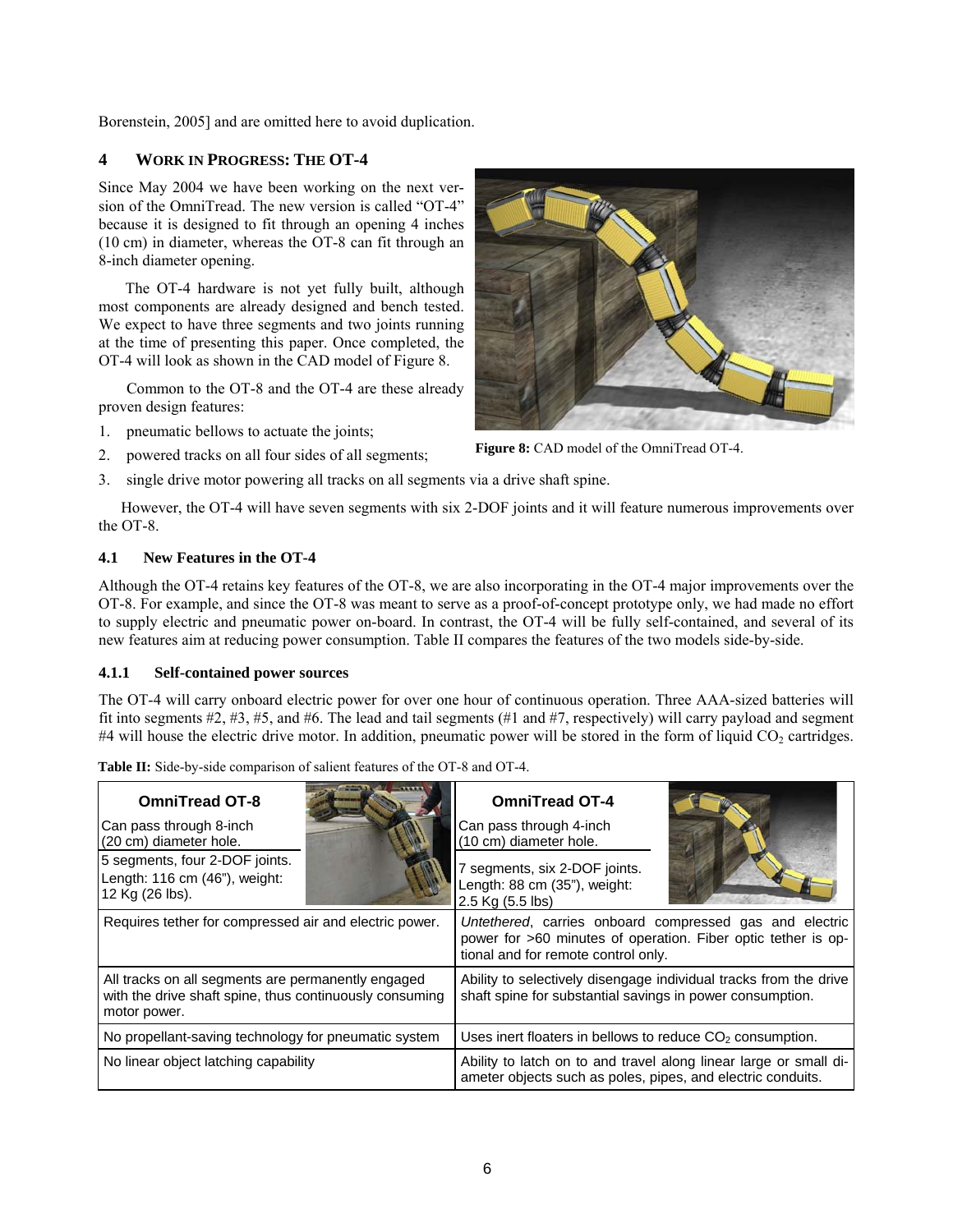Borenstein, 2005] and are omitted here to avoid duplication.

## 4 WORK IN PROGRESS: THE OT-4

Since May 2004 we have been working on the next version of the OmniTread. The new version is called "OT-4" because it is designed to fit through an opening 4 inches (10 cm) in diameter, whereas the OT-8 can fit through an 8-inch diameter opening.

The OT-4 hardware is not yet fully built, although most components are already designed and bench tested. We expect to have three segments and two joints running at the time of presenting this paper. Once completed, the OT-4 will look as shown in the CAD model of Figure 8.

Common to the OT-8 and the OT-4 are these already proven design features:

1. pneumatic bellows to actuate the joints;
2. powered tracks on all four sides of all segments;
3. single drive motor powering all tracks on all segments via a drive shaft spine.

**Figure 8:** CAD model of the OmniTread OT-4.

However, the OT-4 will have seven segments with six 2-DOF joints and it will feature numerous improvements over the OT-8.

### 4.1 New Features in the OT-4

Although the OT-4 retains key features of the OT-8, we are also incorporating in the OT-4 major improvements over the OT-8. For example, and since the OT-8 was meant to serve as a proof-of-concept prototype only, we had made no effort to supply electric and pneumatic power on-board. In contrast, the OT-4 will be fully self-contained, and several of its new features aim at reducing power consumption. Table II compares the features of the two models side-by-side.

#### 4.1.1 Self-contained power sources

The OT-4 will carry onboard electric power for over one hour of continuous operation. Three AAA-sized batteries will fit into segments #2, #3, #5, and #6. The lead and tail segments (#1 and #7, respectively) will carry payload and segment #4 will house the electric drive motor. In addition, pneumatic power will be stored in the form of liquid $CO_2$ cartridges.

**Table II:** Side-by-side comparison of salient features of the OT-8 and OT-4.

| **OmniTread OT-8** | **OmniTread OT-4** |
|---|---|
| Can pass through 8-inch (20 cm) diameter hole. | Can pass through 4-inch (10 cm) diameter hole. |
| 5 segments, four 2-DOF joints. Length: 116 cm (46"), weight: 12 Kg (26 lbs). | 7 segments, six 2-DOF joints. Length: 88 cm (35"), weight: 2.5 Kg (5.5 lbs) |
| Requires tether for compressed air and electric power. | *Untethered*, carries onboard compressed gas and electric power for >60 minutes of operation. Fiber optic tether is optional and for remote control only. |
| All tracks on all segments are permanently engaged with the drive shaft spine, thus continuously consuming motor power. | Ability to selectively disengage individual tracks from the drive shaft spine for substantial savings in power consumption. |
| No propellant-saving technology for pneumatic system | Uses inert floaters in bellows to reduce $CO_2$ consumption. |
| No linear object latching capability | Ability to latch on to and travel along linear large or small diameter objects such as poles, pipes, and electric conduits. |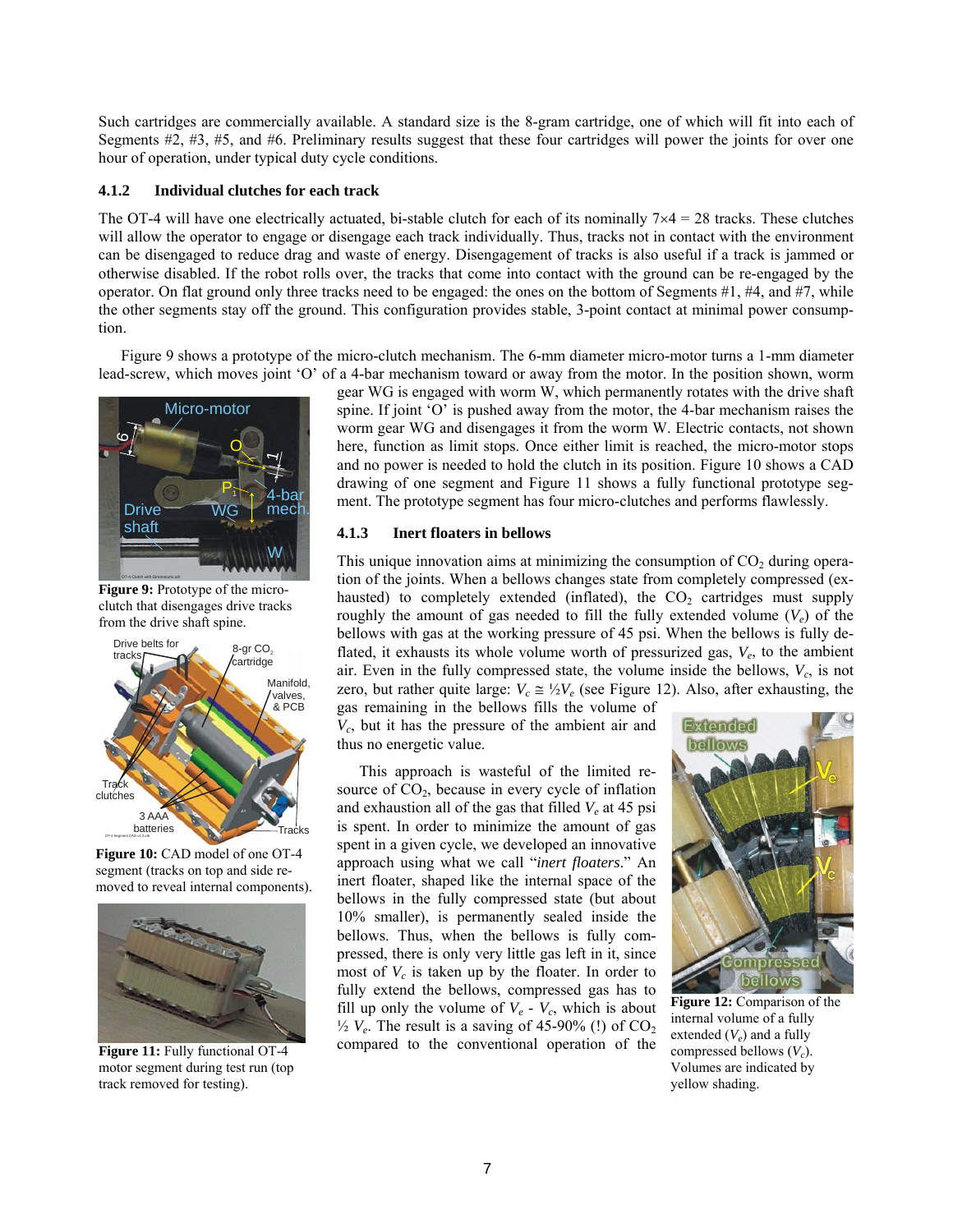Such cartridges are commercially available. A standard size is the 8-gram cartridge, one of which will fit into each of Segments #2, #3, #5, and #6. Preliminary results suggest that these four cartridges will power the joints for over one hour of operation, under typical duty cycle conditions.

### 4.1.2 Individual clutches for each track

The OT-4 will have one electrically actuated, bi-stable clutch for each of its nominally 7×4 = 28 tracks. These clutches will allow the operator to engage or disengage each track individually. Thus, tracks not in contact with the environment can be disengaged to reduce drag and waste of energy. Disengagement of tracks is also useful if a track is jammed or otherwise disabled. If the robot rolls over, the tracks that come into contact with the ground can be re-engaged by the operator. On flat ground only three tracks need to be engaged: the ones on the bottom of Segments #1, #4, and #7, while the other segments stay off the ground. This configuration provides stable, 3-point contact at minimal power consumption.

Figure 9 shows a prototype of the micro-clutch mechanism. The 6-mm diameter micro-motor turns a 1-mm diameter lead-screw, which moves joint 'O' of a 4-bar mechanism toward or away from the motor. In the position shown, worm gear WG is engaged with worm W, which permanently rotates with the drive shaft spine. If joint 'O' is pushed away from the motor, the 4-bar mechanism raises the worm gear WG and disengages it from the worm W. Electric contacts, not shown here, function as limit stops. Once either limit is reached, the micro-motor stops and no power is needed to hold the clutch in its position. Figure 10 shows a CAD drawing of one segment and Figure 11 shows a fully functional prototype segment. The prototype segment has four micro-clutches and performs flawlessly.

**Figure 9:** Prototype of the micro-clutch that disengages drive tracks from the drive shaft spine.

**Figure 10:** CAD model of one OT-4 segment (tracks on top and side removed to reveal internal components).

**Figure 11:** Fully functional OT-4 motor segment during test run (top track removed for testing).

### 4.1.3 Inert floaters in bellows

This unique innovation aims at minimizing the consumption of $CO_2$ during operation of the joints. When a bellows changes state from completely compressed (exhausted) to completely extended (inflated), the $CO_2$ cartridges must supply roughly the amount of gas needed to fill the fully extended volume ($V_e$) of the bellows with gas at the working pressure of 45 psi. When the bellows is fully deflated, it exhausts its whole volume worth of pressurized gas, $V_e$, to the ambient air. Even in the fully compressed state, the volume inside the bellows, $V_c$, is not zero, but rather quite large: $V_c \cong \frac{1}{2} V_e$ (see Figure 12). Also, after exhausting, the gas remaining in the bellows fills the volume of $V_c$, but it has the pressure of the ambient air and thus no energetic value.

This approach is wasteful of the limited resource of $CO_2$, because in every cycle of inflation and exhaustion all of the gas that filled $V_e$ at 45 psi is spent. In order to minimize the amount of gas spent in a given cycle, we developed an innovative approach using what we call "*inert floaters*." An inert floater, shaped like the internal space of the bellows in the fully compressed state (but about 10% smaller), is permanently sealed inside the bellows. Thus, when the bellows is fully compressed, there is only very little gas left in it, since most of $V_c$ is taken up by the floater. In order to fully extend the bellows, compressed gas has to fill up only the volume of $V_e$ - $V_c$, which is about $\frac{1}{2} V_e$. The result is a saving of 45-90% (!) of $CO_2$ compared to the conventional operation of the

**Figure 12:** Comparison of the internal volume of a fully extended ($V_e$) and a fully compressed bellows ($V_c$). Volumes are indicated by yellow shading.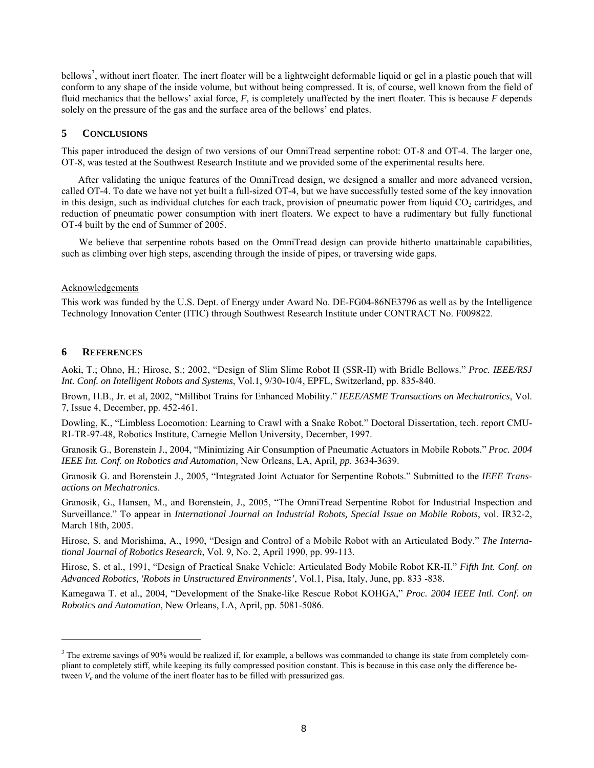bellows[3], without inert floater. The inert floater will be a lightweight deformable liquid or gel in a plastic pouch that will conform to any shape of the inside volume, but without being compressed. It is, of course, well known from the field of fluid mechanics that the bellows' axial force, $F$, is completely unaffected by the inert floater. This is because $F$ depends solely on the pressure of the gas and the surface area of the bellows' end plates.

## 5 CONCLUSIONS

This paper introduced the design of two versions of our OmniTread serpentine robot: OT-8 and OT-4. The larger one, OT-8, was tested at the Southwest Research Institute and we provided some of the experimental results here.

After validating the unique features of the OmniTread design, we designed a smaller and more advanced version, called OT-4. To date we have not yet built a full-sized OT-4, but we have successfully tested some of the key innovation in this design, such as individual clutches for each track, provision of pneumatic power from liquid $CO_2$ cartridges, and reduction of pneumatic power consumption with inert floaters. We expect to have a rudimentary but fully functional OT-4 built by the end of Summer of 2005.

We believe that serpentine robots based on the OmniTread design can provide hitherto unattainable capabilities, such as climbing over high steps, ascending through the inside of pipes, or traversing wide gaps.

Acknowledgements

This work was funded by the U.S. Dept. of Energy under Award No. DE-FG04-86NE3796 as well as by the Intelligence Technology Innovation Center (ITIC) through Southwest Research Institute under CONTRACT No. F009822.

## 6 REFERENCES

Aoki, T.; Ohno, H.; Hirose, S.; 2002, "Design of Slim Slime Robot II (SSR-II) with Bridle Bellows." *Proc. IEEE/RSJ Int. Conf. on Intelligent Robots and Systems*, Vol.1, 9/30-10/4, EPFL, Switzerland, pp. 835-840.

Brown, H.B., Jr. et al, 2002, "Millibot Trains for Enhanced Mobility." *IEEE/ASME Transactions on Mechatronics*, Vol. 7, Issue 4, December, pp. 452-461.

Dowling, K., "Limbless Locomotion: Learning to Crawl with a Snake Robot." Doctoral Dissertation, tech. report CMU-RI-TR-97-48, Robotics Institute, Carnegie Mellon University, December, 1997.

Granosik G., Borenstein J., 2004, "Minimizing Air Consumption of Pneumatic Actuators in Mobile Robots." *Proc. 2004 IEEE Int. Conf. on Robotics and Automation,* New Orleans, LA, April*, pp.* 3634-3639.

Granosik G. and Borenstein J., 2005, "Integrated Joint Actuator for Serpentine Robots." Submitted to the *IEEE Transactions on Mechatronics*.

Granosik, G., Hansen, M., and Borenstein, J., 2005, "The OmniTread Serpentine Robot for Industrial Inspection and Surveillance." To appear in *International Journal on Industrial Robots, Special Issue on Mobile Robots*, vol. IR32-2, March 18th, 2005.

Hirose, S. and Morishima, A., 1990, "Design and Control of a Mobile Robot with an Articulated Body." *The International Journal of Robotics Research*, Vol. 9, No. 2, April 1990, pp. 99-113.

Hirose, S. et al., 1991, "Design of Practical Snake Vehicle: Articulated Body Mobile Robot KR-II." *Fifth Int. Conf. on Advanced Robotics, 'Robots in Unstructured Environments'*, Vol.1, Pisa, Italy, June, pp. 833 -838.

Kamegawa T. et al., 2004, "Development of the Snake-like Rescue Robot KOHGA," *Proc. 2004 IEEE Intl. Conf. on Robotics and Automation*, New Orleans, LA, April, pp. 5081-5086.

---

[3] The extreme savings of 90% would be realized if, for example, a bellows was commanded to change its state from completely compliant to completely stiff, while keeping its fully compressed position constant. This is because in this case only the difference between $V_c$ and the volume of the inert floater has to be filled with pressurized gas.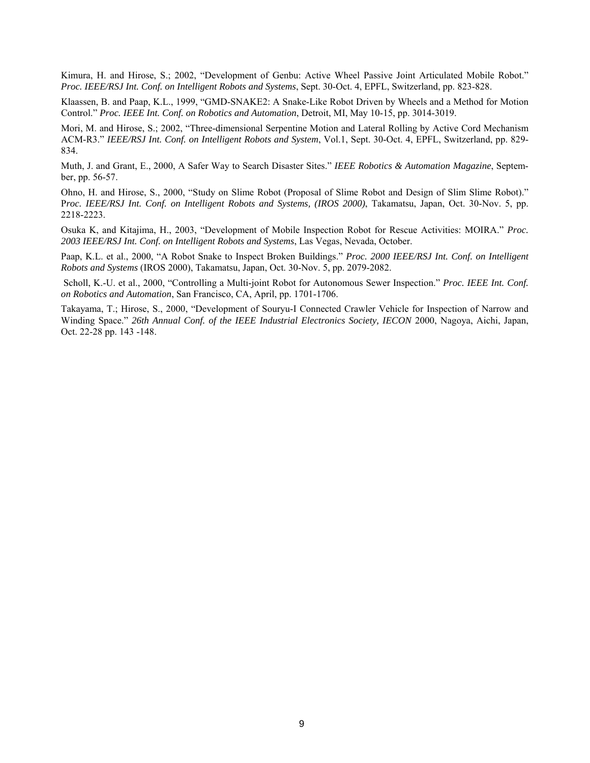Kimura, H. and Hirose, S.; 2002, "Development of Genbu: Active Wheel Passive Joint Articulated Mobile Robot." *Proc. IEEE/RSJ Int. Conf. on Intelligent Robots and Systems*, Sept. 30-Oct. 4, EPFL, Switzerland, pp. 823-828.

Klaassen, B. and Paap, K.L., 1999, "GMD-SNAKE2: A Snake-Like Robot Driven by Wheels and a Method for Motion Control." *Proc. IEEE Int. Conf. on Robotics and Automation*, Detroit, MI, May 10-15, pp. 3014-3019.

Mori, M. and Hirose, S.; 2002, "Three-dimensional Serpentine Motion and Lateral Rolling by Active Cord Mechanism ACM-R3." *IEEE/RSJ Int. Conf. on Intelligent Robots and System*, Vol.1, Sept. 30-Oct. 4, EPFL, Switzerland, pp. 829-834.

Muth, J. and Grant, E., 2000, A Safer Way to Search Disaster Sites." *IEEE Robotics & Automation Magazine*, September, pp. 56-57.

Ohno, H. and Hirose, S., 2000, "Study on Slime Robot (Proposal of Slime Robot and Design of Slim Slime Robot)." P*roc. IEEE/RSJ Int. Conf. on Intelligent Robots and Systems, (IROS 2000)*, Takamatsu, Japan, Oct. 30-Nov. 5, pp. 2218-2223.

Osuka K, and Kitajima, H., 2003, "Development of Mobile Inspection Robot for Rescue Activities: MOIRA." *Proc. 2003 IEEE/RSJ Int. Conf. on Intelligent Robots and Systems*, Las Vegas, Nevada, October.

Paap, K.L. et al., 2000, "A Robot Snake to Inspect Broken Buildings." *Proc. 2000 IEEE/RSJ Int. Conf. on Intelligent Robots and Systems* (IROS 2000), Takamatsu, Japan, Oct. 30-Nov. 5, pp. 2079-2082.

Scholl, K.-U. et al., 2000, "Controlling a Multi-joint Robot for Autonomous Sewer Inspection." *Proc. IEEE Int. Conf. on Robotics and Automation*, San Francisco, CA, April, pp. 1701-1706.

Takayama, T.; Hirose, S., 2000, "Development of Souryu-I Connected Crawler Vehicle for Inspection of Narrow and Winding Space." *26th Annual Conf. of the IEEE Industrial Electronics Society, IECON* 2000, Nagoya, Aichi, Japan, Oct. 22-28 pp. 143 -148.